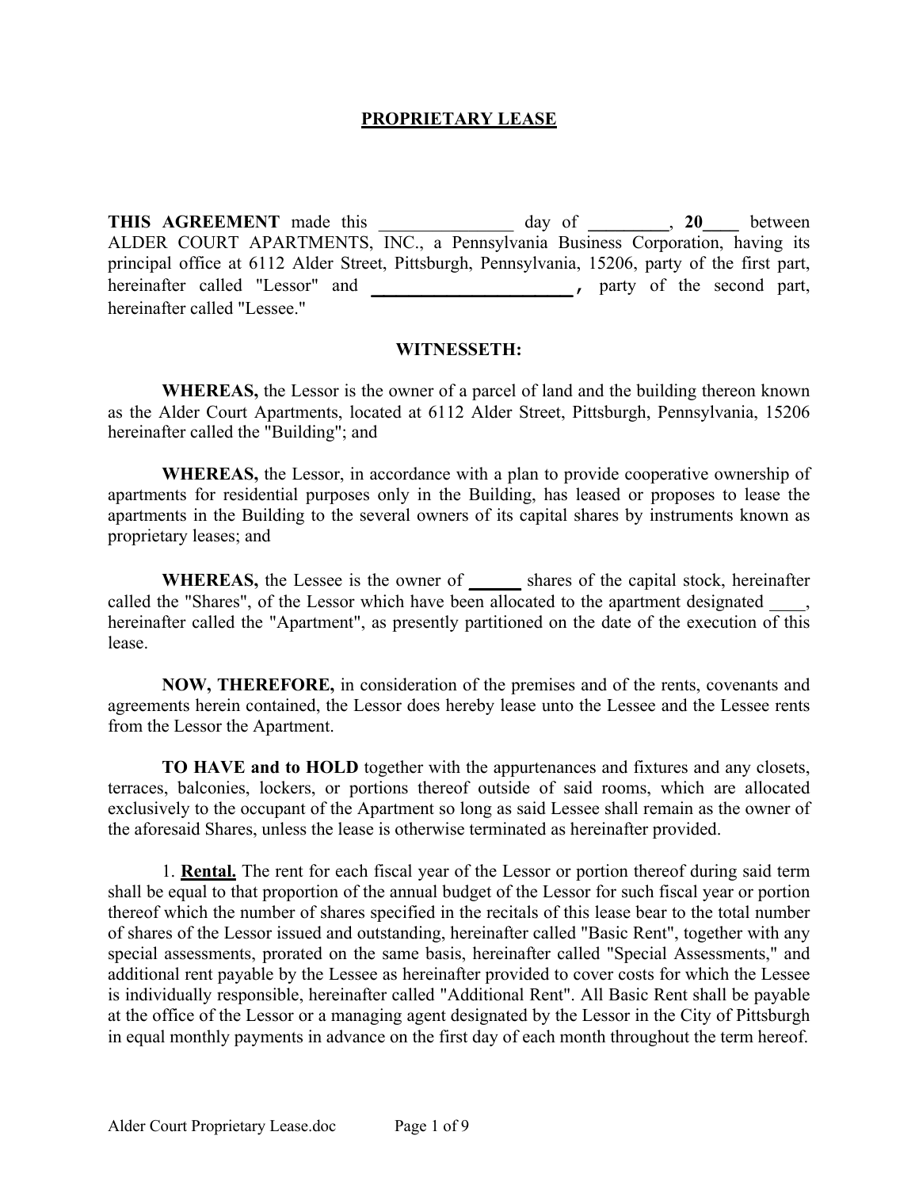# PROPRIETARY LEASE

**THIS AGREEMENT** made this _______________ day of **_________**, **20____** between ALDER COURT APARTMENTS, INC., a Pennsylvania Business Corporation, having its principal office at 6112 Alder Street, Pittsburgh, Pennsylvania, 15206, party of the first part, hereinafter called "Lessor" and **_______________________ ,** party of the second part, hereinafter called "Lessee."

**WITNESSETH:**

**WHEREAS,** the Lessor is the owner of a parcel of land and the building thereon known as the Alder Court Apartments, located at 6112 Alder Street, Pittsburgh, Pennsylvania, 15206 hereinafter called the "Building"; and

**WHEREAS,** the Lessor, in accordance with a plan to provide cooperative ownership of apartments for residential purposes only in the Building, has leased or proposes to lease the apartments in the Building to the several owners of its capital shares by instruments known as proprietary leases; and

**WHEREAS,** the Lessee is the owner of **______** shares of the capital stock, hereinafter called the "Shares", of the Lessor which have been allocated to the apartment designated ____, hereinafter called the "Apartment", as presently partitioned on the date of the execution of this lease.

**NOW, THEREFORE,** in consideration of the premises and of the rents, covenants and agreements herein contained, the Lessor does hereby lease unto the Lessee and the Lessee rents from the Lessor the Apartment.

**TO HAVE and to HOLD** together with the appurtenances and fixtures and any closets, terraces, balconies, lockers, or portions thereof outside of said rooms, which are allocated exclusively to the occupant of the Apartment so long as said Lessee shall remain as the owner of the aforesaid Shares, unless the lease is otherwise terminated as hereinafter provided.

1. **Rental.** The rent for each fiscal year of the Lessor or portion thereof during said term shall be equal to that proportion of the annual budget of the Lessor for such fiscal year or portion thereof which the number of shares specified in the recitals of this lease bear to the total number of shares of the Lessor issued and outstanding, hereinafter called "Basic Rent", together with any special assessments, prorated on the same basis, hereinafter called "Special Assessments," and additional rent payable by the Lessee as hereinafter provided to cover costs for which the Lessee is individually responsible, hereinafter called "Additional Rent". All Basic Rent shall be payable at the office of the Lessor or a managing agent designated by the Lessor in the City of Pittsburgh in equal monthly payments in advance on the first day of each month throughout the term hereof.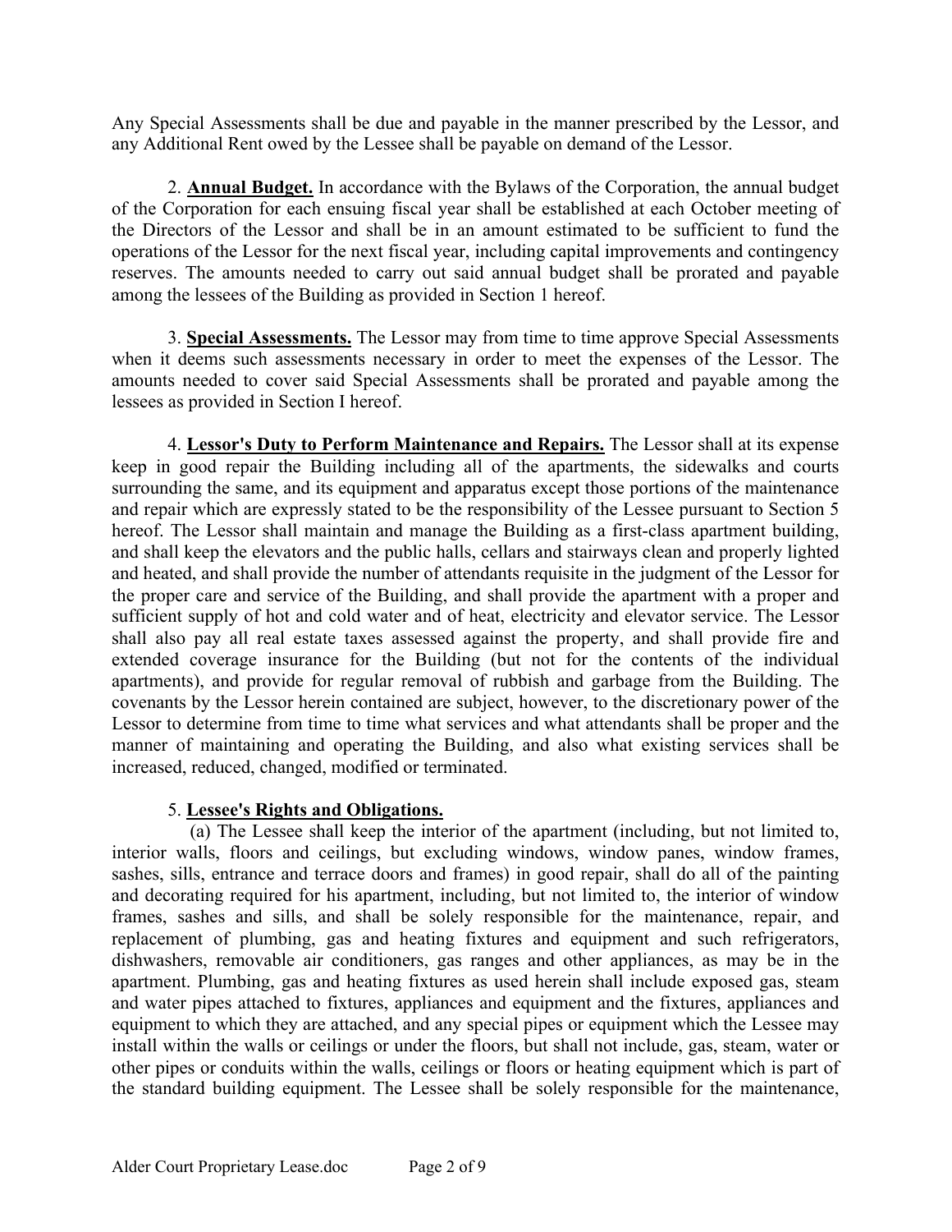Any Special Assessments shall be due and payable in the manner prescribed by the Lessor, and any Additional Rent owed by the Lessee shall be payable on demand of the Lessor.

2. **Annual Budget.** In accordance with the Bylaws of the Corporation, the annual budget of the Corporation for each ensuing fiscal year shall be established at each October meeting of the Directors of the Lessor and shall be in an amount estimated to be sufficient to fund the operations of the Lessor for the next fiscal year, including capital improvements and contingency reserves. The amounts needed to carry out said annual budget shall be prorated and payable among the lessees of the Building as provided in Section 1 hereof.

3. **Special Assessments.** The Lessor may from time to time approve Special Assessments when it deems such assessments necessary in order to meet the expenses of the Lessor. The amounts needed to cover said Special Assessments shall be prorated and payable among the lessees as provided in Section I hereof.

4. **Lessor's Duty to Perform Maintenance and Repairs.** The Lessor shall at its expense keep in good repair the Building including all of the apartments, the sidewalks and courts surrounding the same, and its equipment and apparatus except those portions of the maintenance and repair which are expressly stated to be the responsibility of the Lessee pursuant to Section 5 hereof. The Lessor shall maintain and manage the Building as a first-class apartment building, and shall keep the elevators and the public halls, cellars and stairways clean and properly lighted and heated, and shall provide the number of attendants requisite in the judgment of the Lessor for the proper care and service of the Building, and shall provide the apartment with a proper and sufficient supply of hot and cold water and of heat, electricity and elevator service. The Lessor shall also pay all real estate taxes assessed against the property, and shall provide fire and extended coverage insurance for the Building (but not for the contents of the individual apartments), and provide for regular removal of rubbish and garbage from the Building. The covenants by the Lessor herein contained are subject, however, to the discretionary power of the Lessor to determine from time to time what services and what attendants shall be proper and the manner of maintaining and operating the Building, and also what existing services shall be increased, reduced, changed, modified or terminated.

5. **Lessee's Rights and Obligations.**

(a) The Lessee shall keep the interior of the apartment (including, but not limited to, interior walls, floors and ceilings, but excluding windows, window panes, window frames, sashes, sills, entrance and terrace doors and frames) in good repair, shall do all of the painting and decorating required for his apartment, including, but not limited to, the interior of window frames, sashes and sills, and shall be solely responsible for the maintenance, repair, and replacement of plumbing, gas and heating fixtures and equipment and such refrigerators, dishwashers, removable air conditioners, gas ranges and other appliances, as may be in the apartment. Plumbing, gas and heating fixtures as used herein shall include exposed gas, steam and water pipes attached to fixtures, appliances and equipment and the fixtures, appliances and equipment to which they are attached, and any special pipes or equipment which the Lessee may install within the walls or ceilings or under the floors, but shall not include, gas, steam, water or other pipes or conduits within the walls, ceilings or floors or heating equipment which is part of the standard building equipment. The Lessee shall be solely responsible for the maintenance,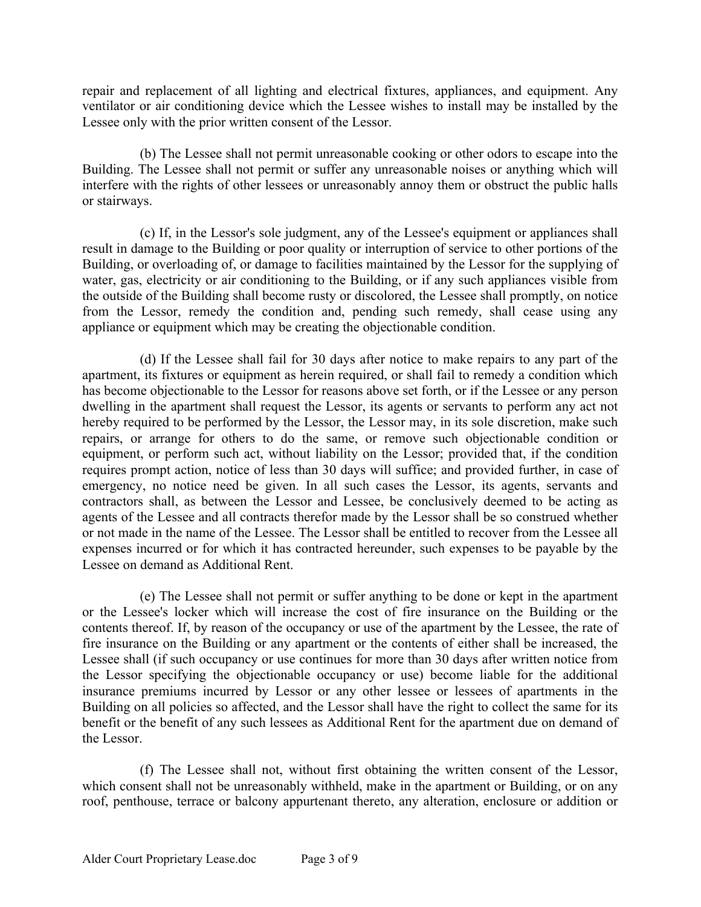repair and replacement of all lighting and electrical fixtures, appliances, and equipment. Any ventilator or air conditioning device which the Lessee wishes to install may be installed by the Lessee only with the prior written consent of the Lessor.

(b) The Lessee shall not permit unreasonable cooking or other odors to escape into the Building. The Lessee shall not permit or suffer any unreasonable noises or anything which will interfere with the rights of other lessees or unreasonably annoy them or obstruct the public halls or stairways.

(c) If, in the Lessor's sole judgment, any of the Lessee's equipment or appliances shall result in damage to the Building or poor quality or interruption of service to other portions of the Building, or overloading of, or damage to facilities maintained by the Lessor for the supplying of water, gas, electricity or air conditioning to the Building, or if any such appliances visible from the outside of the Building shall become rusty or discolored, the Lessee shall promptly, on notice from the Lessor, remedy the condition and, pending such remedy, shall cease using any appliance or equipment which may be creating the objectionable condition.

(d) If the Lessee shall fail for 30 days after notice to make repairs to any part of the apartment, its fixtures or equipment as herein required, or shall fail to remedy a condition which has become objectionable to the Lessor for reasons above set forth, or if the Lessee or any person dwelling in the apartment shall request the Lessor, its agents or servants to perform any act not hereby required to be performed by the Lessor, the Lessor may, in its sole discretion, make such repairs, or arrange for others to do the same, or remove such objectionable condition or equipment, or perform such act, without liability on the Lessor; provided that, if the condition requires prompt action, notice of less than 30 days will suffice; and provided further, in case of emergency, no notice need be given. In all such cases the Lessor, its agents, servants and contractors shall, as between the Lessor and Lessee, be conclusively deemed to be acting as agents of the Lessee and all contracts therefor made by the Lessor shall be so construed whether or not made in the name of the Lessee. The Lessor shall be entitled to recover from the Lessee all expenses incurred or for which it has contracted hereunder, such expenses to be payable by the Lessee on demand as Additional Rent.

(e) The Lessee shall not permit or suffer anything to be done or kept in the apartment or the Lessee's locker which will increase the cost of fire insurance on the Building or the contents thereof. If, by reason of the occupancy or use of the apartment by the Lessee, the rate of fire insurance on the Building or any apartment or the contents of either shall be increased, the Lessee shall (if such occupancy or use continues for more than 30 days after written notice from the Lessor specifying the objectionable occupancy or use) become liable for the additional insurance premiums incurred by Lessor or any other lessee or lessees of apartments in the Building on all policies so affected, and the Lessor shall have the right to collect the same for its benefit or the benefit of any such lessees as Additional Rent for the apartment due on demand of the Lessor.

(f) The Lessee shall not, without first obtaining the written consent of the Lessor, which consent shall not be unreasonably withheld, make in the apartment or Building, or on any roof, penthouse, terrace or balcony appurtenant thereto, any alteration, enclosure or addition or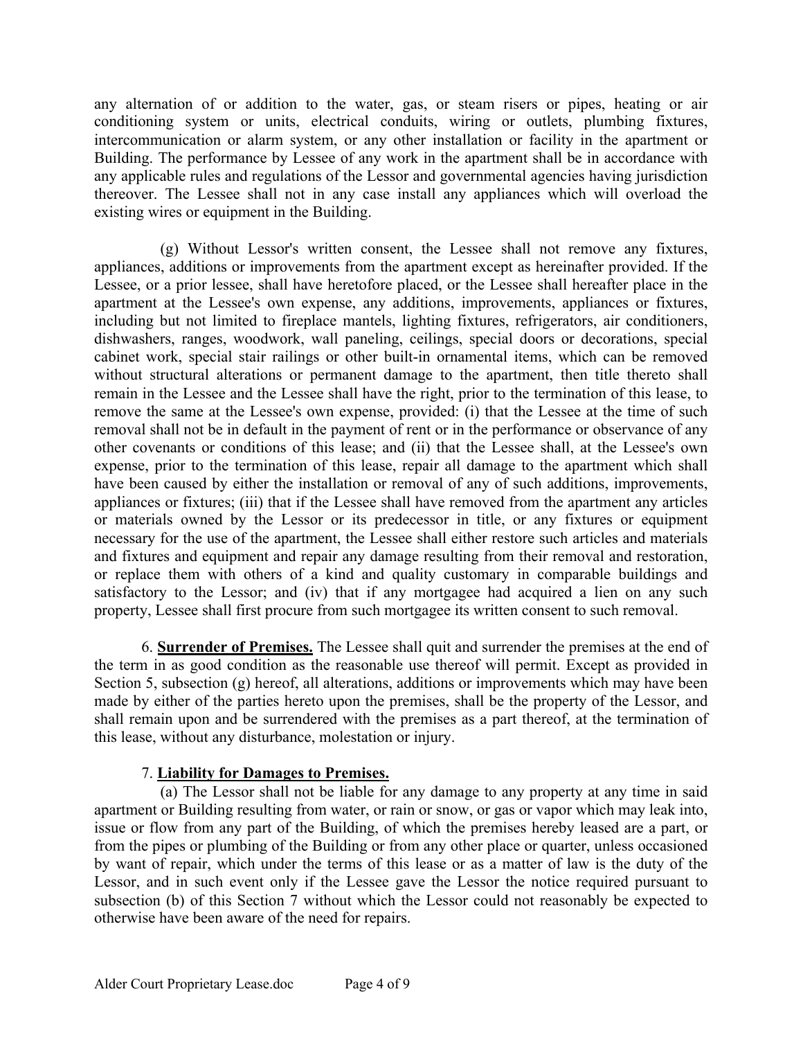any alternation of or addition to the water, gas, or steam risers or pipes, heating or air conditioning system or units, electrical conduits, wiring or outlets, plumbing fixtures, intercommunication or alarm system, or any other installation or facility in the apartment or Building. The performance by Lessee of any work in the apartment shall be in accordance with any applicable rules and regulations of the Lessor and governmental agencies having jurisdiction thereover. The Lessee shall not in any case install any appliances which will overload the existing wires or equipment in the Building.

(g) Without Lessor's written consent, the Lessee shall not remove any fixtures, appliances, additions or improvements from the apartment except as hereinafter provided. If the Lessee, or a prior lessee, shall have heretofore placed, or the Lessee shall hereafter place in the apartment at the Lessee's own expense, any additions, improvements, appliances or fixtures, including but not limited to fireplace mantels, lighting fixtures, refrigerators, air conditioners, dishwashers, ranges, woodwork, wall paneling, ceilings, special doors or decorations, special cabinet work, special stair railings or other built-in ornamental items, which can be removed without structural alterations or permanent damage to the apartment, then title thereto shall remain in the Lessee and the Lessee shall have the right, prior to the termination of this lease, to remove the same at the Lessee's own expense, provided: (i) that the Lessee at the time of such removal shall not be in default in the payment of rent or in the performance or observance of any other covenants or conditions of this lease; and (ii) that the Lessee shall, at the Lessee's own expense, prior to the termination of this lease, repair all damage to the apartment which shall have been caused by either the installation or removal of any of such additions, improvements, appliances or fixtures; (iii) that if the Lessee shall have removed from the apartment any articles or materials owned by the Lessor or its predecessor in title, or any fixtures or equipment necessary for the use of the apartment, the Lessee shall either restore such articles and materials and fixtures and equipment and repair any damage resulting from their removal and restoration, or replace them with others of a kind and quality customary in comparable buildings and satisfactory to the Lessor; and (iv) that if any mortgagee had acquired a lien on any such property, Lessee shall first procure from such mortgagee its written consent to such removal.

6. **Surrender of Premises.** The Lessee shall quit and surrender the premises at the end of the term in as good condition as the reasonable use thereof will permit. Except as provided in Section 5, subsection (g) hereof, all alterations, additions or improvements which may have been made by either of the parties hereto upon the premises, shall be the property of the Lessor, and shall remain upon and be surrendered with the premises as a part thereof, at the termination of this lease, without any disturbance, molestation or injury.

7. **Liability for Damages to Premises.**

(a) The Lessor shall not be liable for any damage to any property at any time in said apartment or Building resulting from water, or rain or snow, or gas or vapor which may leak into, issue or flow from any part of the Building, of which the premises hereby leased are a part, or from the pipes or plumbing of the Building or from any other place or quarter, unless occasioned by want of repair, which under the terms of this lease or as a matter of law is the duty of the Lessor, and in such event only if the Lessee gave the Lessor the notice required pursuant to subsection (b) of this Section 7 without which the Lessor could not reasonably be expected to otherwise have been aware of the need for repairs.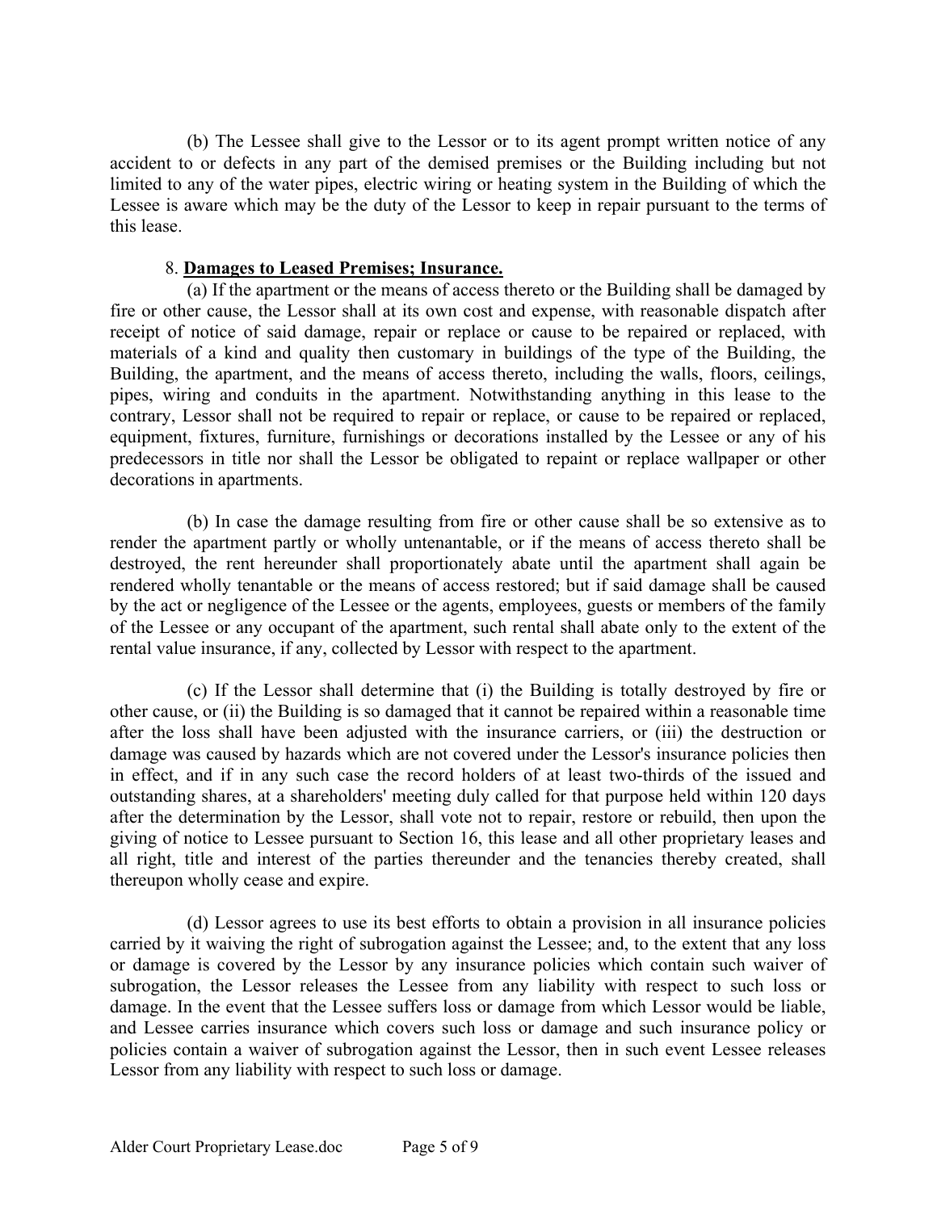(b) The Lessee shall give to the Lessor or to its agent prompt written notice of any accident to or defects in any part of the demised premises or the Building including but not limited to any of the water pipes, electric wiring or heating system in the Building of which the Lessee is aware which may be the duty of the Lessor to keep in repair pursuant to the terms of this lease.

8. **Damages to Leased Premises; Insurance.**

(a) If the apartment or the means of access thereto or the Building shall be damaged by fire or other cause, the Lessor shall at its own cost and expense, with reasonable dispatch after receipt of notice of said damage, repair or replace or cause to be repaired or replaced, with materials of a kind and quality then customary in buildings of the type of the Building, the Building, the apartment, and the means of access thereto, including the walls, floors, ceilings, pipes, wiring and conduits in the apartment. Notwithstanding anything in this lease to the contrary, Lessor shall not be required to repair or replace, or cause to be repaired or replaced, equipment, fixtures, furniture, furnishings or decorations installed by the Lessee or any of his predecessors in title nor shall the Lessor be obligated to repaint or replace wallpaper or other decorations in apartments.

(b) In case the damage resulting from fire or other cause shall be so extensive as to render the apartment partly or wholly untenantable, or if the means of access thereto shall be destroyed, the rent hereunder shall proportionately abate until the apartment shall again be rendered wholly tenantable or the means of access restored; but if said damage shall be caused by the act or negligence of the Lessee or the agents, employees, guests or members of the family of the Lessee or any occupant of the apartment, such rental shall abate only to the extent of the rental value insurance, if any, collected by Lessor with respect to the apartment.

(c) If the Lessor shall determine that (i) the Building is totally destroyed by fire or other cause, or (ii) the Building is so damaged that it cannot be repaired within a reasonable time after the loss shall have been adjusted with the insurance carriers, or (iii) the destruction or damage was caused by hazards which are not covered under the Lessor's insurance policies then in effect, and if in any such case the record holders of at least two-thirds of the issued and outstanding shares, at a shareholders' meeting duly called for that purpose held within 120 days after the determination by the Lessor, shall vote not to repair, restore or rebuild, then upon the giving of notice to Lessee pursuant to Section 16, this lease and all other proprietary leases and all right, title and interest of the parties thereunder and the tenancies thereby created, shall thereupon wholly cease and expire.

(d) Lessor agrees to use its best efforts to obtain a provision in all insurance policies carried by it waiving the right of subrogation against the Lessee; and, to the extent that any loss or damage is covered by the Lessor by any insurance policies which contain such waiver of subrogation, the Lessor releases the Lessee from any liability with respect to such loss or damage. In the event that the Lessee suffers loss or damage from which Lessor would be liable, and Lessee carries insurance which covers such loss or damage and such insurance policy or policies contain a waiver of subrogation against the Lessor, then in such event Lessee releases Lessor from any liability with respect to such loss or damage.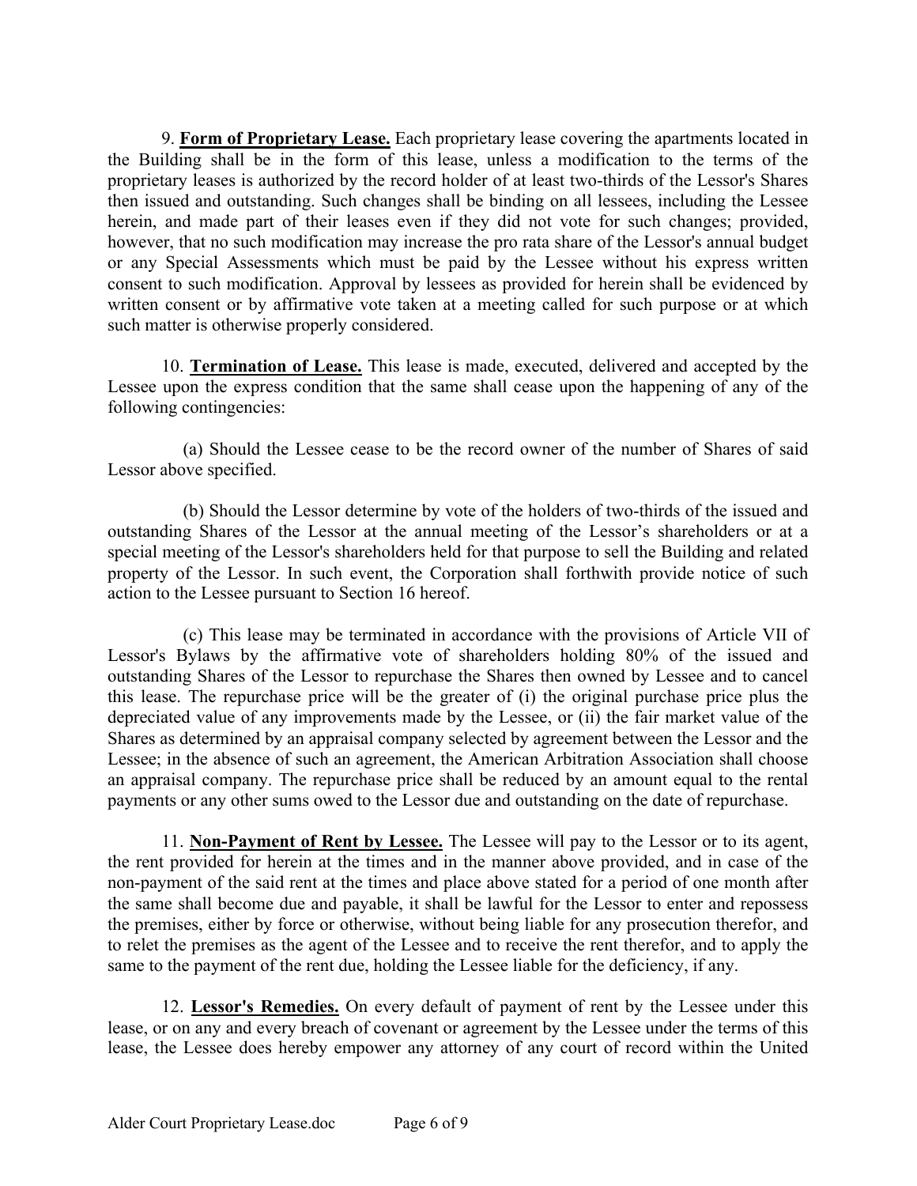9. **Form of Proprietary Lease.** Each proprietary lease covering the apartments located in the Building shall be in the form of this lease, unless a modification to the terms of the proprietary leases is authorized by the record holder of at least two-thirds of the Lessor's Shares then issued and outstanding. Such changes shall be binding on all lessees, including the Lessee herein, and made part of their leases even if they did not vote for such changes; provided, however, that no such modification may increase the pro rata share of the Lessor's annual budget or any Special Assessments which must be paid by the Lessee without his express written consent to such modification. Approval by lessees as provided for herein shall be evidenced by written consent or by affirmative vote taken at a meeting called for such purpose or at which such matter is otherwise properly considered.

10. **Termination of Lease.** This lease is made, executed, delivered and accepted by the Lessee upon the express condition that the same shall cease upon the happening of any of the following contingencies:

(a) Should the Lessee cease to be the record owner of the number of Shares of said Lessor above specified.

(b) Should the Lessor determine by vote of the holders of two-thirds of the issued and outstanding Shares of the Lessor at the annual meeting of the Lessor's shareholders or at a special meeting of the Lessor's shareholders held for that purpose to sell the Building and related property of the Lessor. In such event, the Corporation shall forthwith provide notice of such action to the Lessee pursuant to Section 16 hereof.

(c) This lease may be terminated in accordance with the provisions of Article VII of Lessor's Bylaws by the affirmative vote of shareholders holding 80% of the issued and outstanding Shares of the Lessor to repurchase the Shares then owned by Lessee and to cancel this lease. The repurchase price will be the greater of (i) the original purchase price plus the depreciated value of any improvements made by the Lessee, or (ii) the fair market value of the Shares as determined by an appraisal company selected by agreement between the Lessor and the Lessee; in the absence of such an agreement, the American Arbitration Association shall choose an appraisal company. The repurchase price shall be reduced by an amount equal to the rental payments or any other sums owed to the Lessor due and outstanding on the date of repurchase.

11. **Non-Payment of Rent by Lessee.** The Lessee will pay to the Lessor or to its agent, the rent provided for herein at the times and in the manner above provided, and in case of the non-payment of the said rent at the times and place above stated for a period of one month after the same shall become due and payable, it shall be lawful for the Lessor to enter and repossess the premises, either by force or otherwise, without being liable for any prosecution therefor, and to relet the premises as the agent of the Lessee and to receive the rent therefor, and to apply the same to the payment of the rent due, holding the Lessee liable for the deficiency, if any.

12. **Lessor's Remedies.** On every default of payment of rent by the Lessee under this lease, or on any and every breach of covenant or agreement by the Lessee under the terms of this lease, the Lessee does hereby empower any attorney of any court of record within the United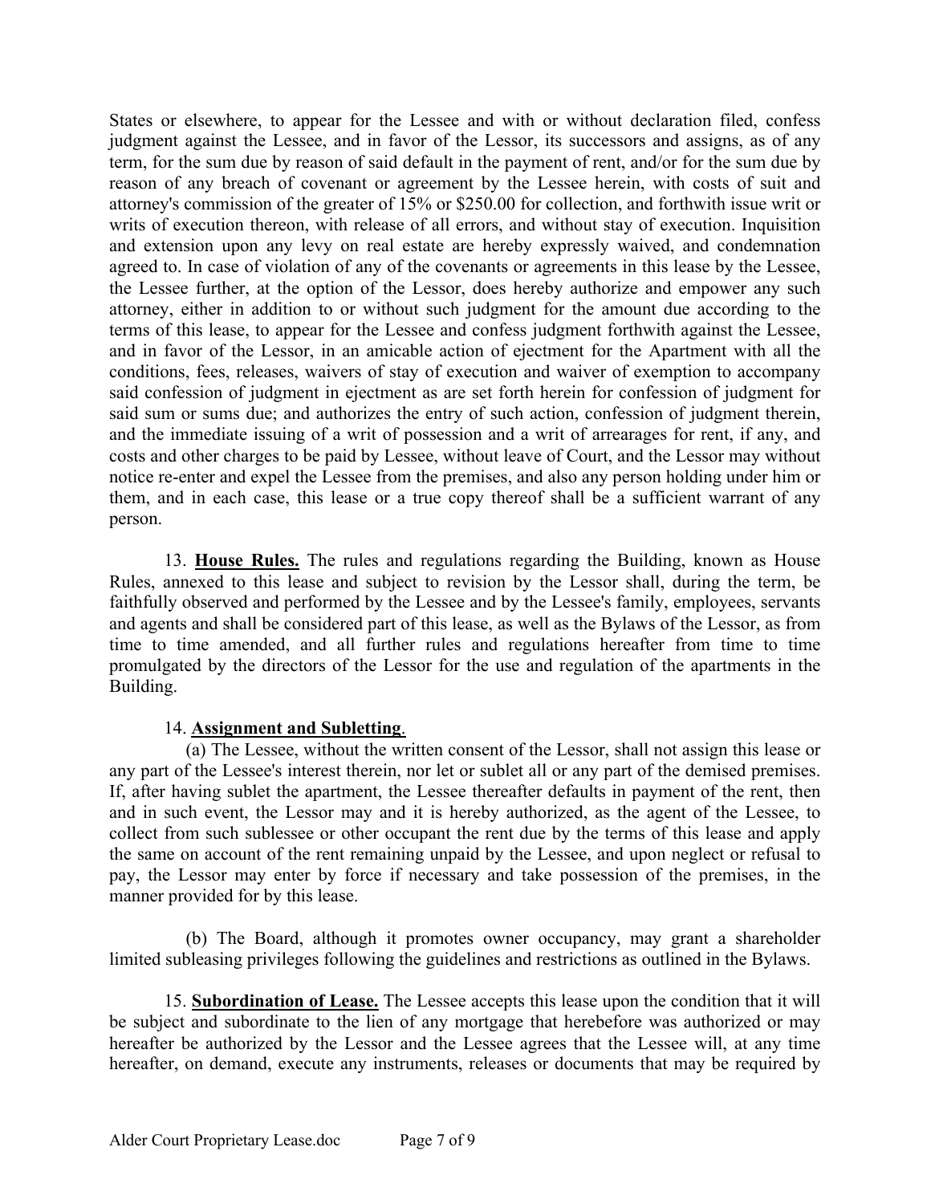States or elsewhere, to appear for the Lessee and with or without declaration filed, confess judgment against the Lessee, and in favor of the Lessor, its successors and assigns, as of any term, for the sum due by reason of said default in the payment of rent, and/or for the sum due by reason of any breach of covenant or agreement by the Lessee herein, with costs of suit and attorney's commission of the greater of 15% or $250.00 for collection, and forthwith issue writ or writs of execution thereon, with release of all errors, and without stay of execution. Inquisition and extension upon any levy on real estate are hereby expressly waived, and condemnation agreed to. In case of violation of any of the covenants or agreements in this lease by the Lessee, the Lessee further, at the option of the Lessor, does hereby authorize and empower any such attorney, either in addition to or without such judgment for the amount due according to the terms of this lease, to appear for the Lessee and confess judgment forthwith against the Lessee, and in favor of the Lessor, in an amicable action of ejectment for the Apartment with all the conditions, fees, releases, waivers of stay of execution and waiver of exemption to accompany said confession of judgment in ejectment as are set forth herein for confession of judgment for said sum or sums due; and authorizes the entry of such action, confession of judgment therein, and the immediate issuing of a writ of possession and a writ of arrearages for rent, if any, and costs and other charges to be paid by Lessee, without leave of Court, and the Lessor may without notice re-enter and expel the Lessee from the premises, and also any person holding under him or them, and in each case, this lease or a true copy thereof shall be a sufficient warrant of any person.

13. **House Rules.** The rules and regulations regarding the Building, known as House Rules, annexed to this lease and subject to revision by the Lessor shall, during the term, be faithfully observed and performed by the Lessee and by the Lessee's family, employees, servants and agents and shall be considered part of this lease, as well as the Bylaws of the Lessor, as from time to time amended, and all further rules and regulations hereafter from time to time promulgated by the directors of the Lessor for the use and regulation of the apartments in the Building.

14. **Assignment and Subletting**.

(a) The Lessee, without the written consent of the Lessor, shall not assign this lease or any part of the Lessee's interest therein, nor let or sublet all or any part of the demised premises. If, after having sublet the apartment, the Lessee thereafter defaults in payment of the rent, then and in such event, the Lessor may and it is hereby authorized, as the agent of the Lessee, to collect from such sublessee or other occupant the rent due by the terms of this lease and apply the same on account of the rent remaining unpaid by the Lessee, and upon neglect or refusal to pay, the Lessor may enter by force if necessary and take possession of the premises, in the manner provided for by this lease.

(b) The Board, although it promotes owner occupancy, may grant a shareholder limited subleasing privileges following the guidelines and restrictions as outlined in the Bylaws.

15. **Subordination of Lease.** The Lessee accepts this lease upon the condition that it will be subject and subordinate to the lien of any mortgage that herebefore was authorized or may hereafter be authorized by the Lessor and the Lessee agrees that the Lessee will, at any time hereafter, on demand, execute any instruments, releases or documents that may be required by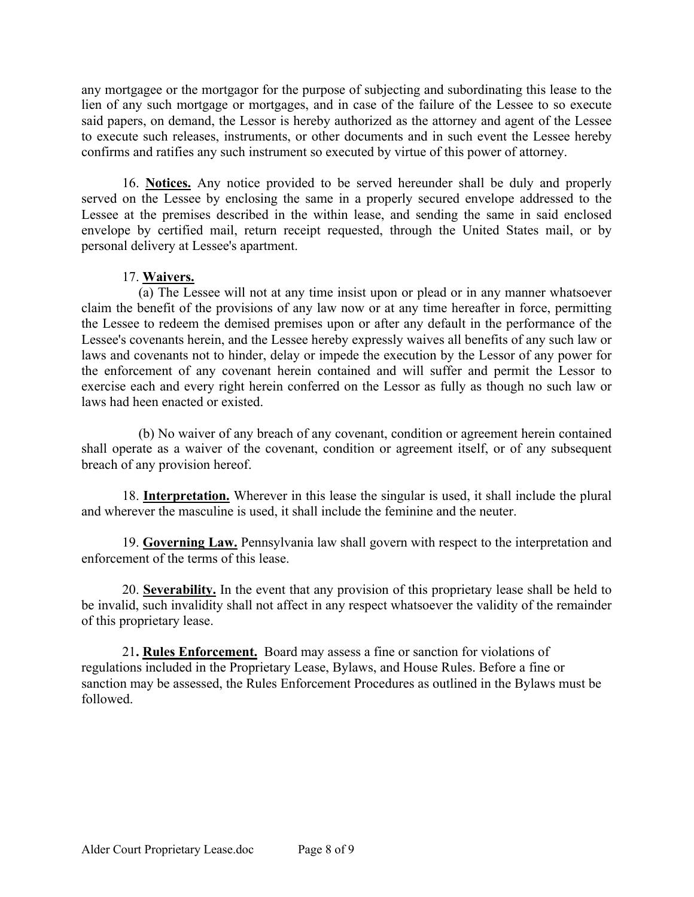any mortgagee or the mortgagor for the purpose of subjecting and subordinating this lease to the lien of any such mortgage or mortgages, and in case of the failure of the Lessee to so execute said papers, on demand, the Lessor is hereby authorized as the attorney and agent of the Lessee to execute such releases, instruments, or other documents and in such event the Lessee hereby confirms and ratifies any such instrument so executed by virtue of this power of attorney.

16. **Notices.** Any notice provided to be served hereunder shall be duly and properly served on the Lessee by enclosing the same in a properly secured envelope addressed to the Lessee at the premises described in the within lease, and sending the same in said enclosed envelope by certified mail, return receipt requested, through the United States mail, or by personal delivery at Lessee's apartment.

17. **Waivers.**

(a) The Lessee will not at any time insist upon or plead or in any manner whatsoever claim the benefit of the provisions of any law now or at any time hereafter in force, permitting the Lessee to redeem the demised premises upon or after any default in the performance of the Lessee's covenants herein, and the Lessee hereby expressly waives all benefits of any such law or laws and covenants not to hinder, delay or impede the execution by the Lessor of any power for the enforcement of any covenant herein contained and will suffer and permit the Lessor to exercise each and every right herein conferred on the Lessor as fully as though no such law or laws had heen enacted or existed.

(b) No waiver of any breach of any covenant, condition or agreement herein contained shall operate as a waiver of the covenant, condition or agreement itself, or of any subsequent breach of any provision hereof.

18. **Interpretation.** Wherever in this lease the singular is used, it shall include the plural and wherever the masculine is used, it shall include the feminine and the neuter.

19. **Governing Law.** Pennsylvania law shall govern with respect to the interpretation and enforcement of the terms of this lease.

20. **Severability.** In the event that any provision of this proprietary lease shall be held to be invalid, such invalidity shall not affect in any respect whatsoever the validity of the remainder of this proprietary lease.

21**. Rules Enforcement.** Board may assess a fine or sanction for violations of regulations included in the Proprietary Lease, Bylaws, and House Rules. Before a fine or sanction may be assessed, the Rules Enforcement Procedures as outlined in the Bylaws must be followed.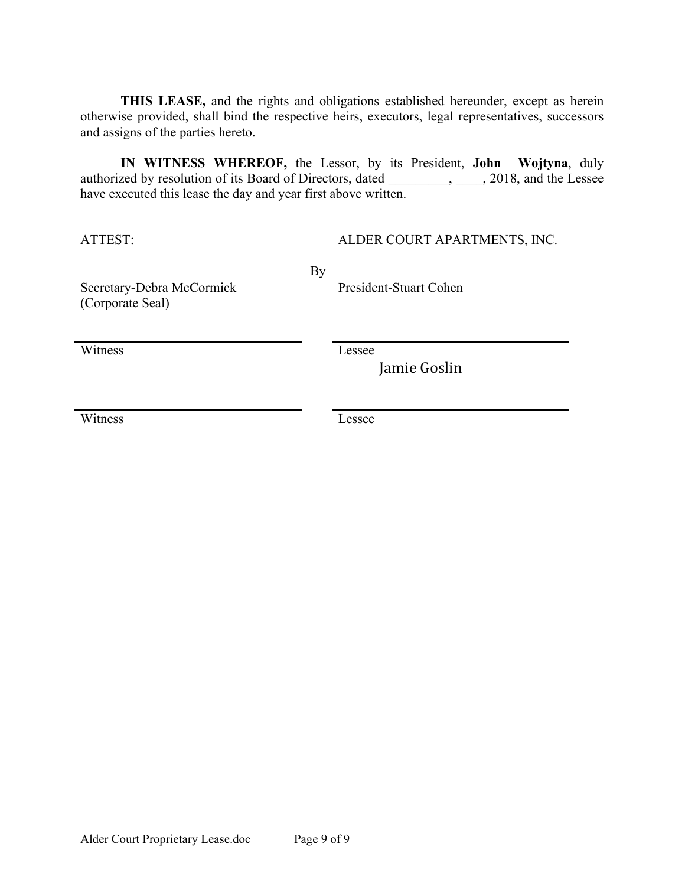**THIS LEASE,** and the rights and obligations established hereunder, except as herein otherwise provided, shall bind the respective heirs, executors, legal representatives, successors and assigns of the parties hereto.

**IN WITNESS WHEREOF,** the Lessor, by its President, **John Wojtyna**, duly authorized by resolution of its Board of Directors, dated _________, ____, 2018, and the Lessee have executed this lease the day and year first above written.

ATTEST: ALDER COURT APARTMENTS, INC.

______________________________ By ______________________________

Secretary-Debra McCormick President-Stuart Cohen

(Corporate Seal)

______________________________ ______________________________

Witness Lessee

Jamie Goslin

______________________________ ______________________________

Witness Lessee